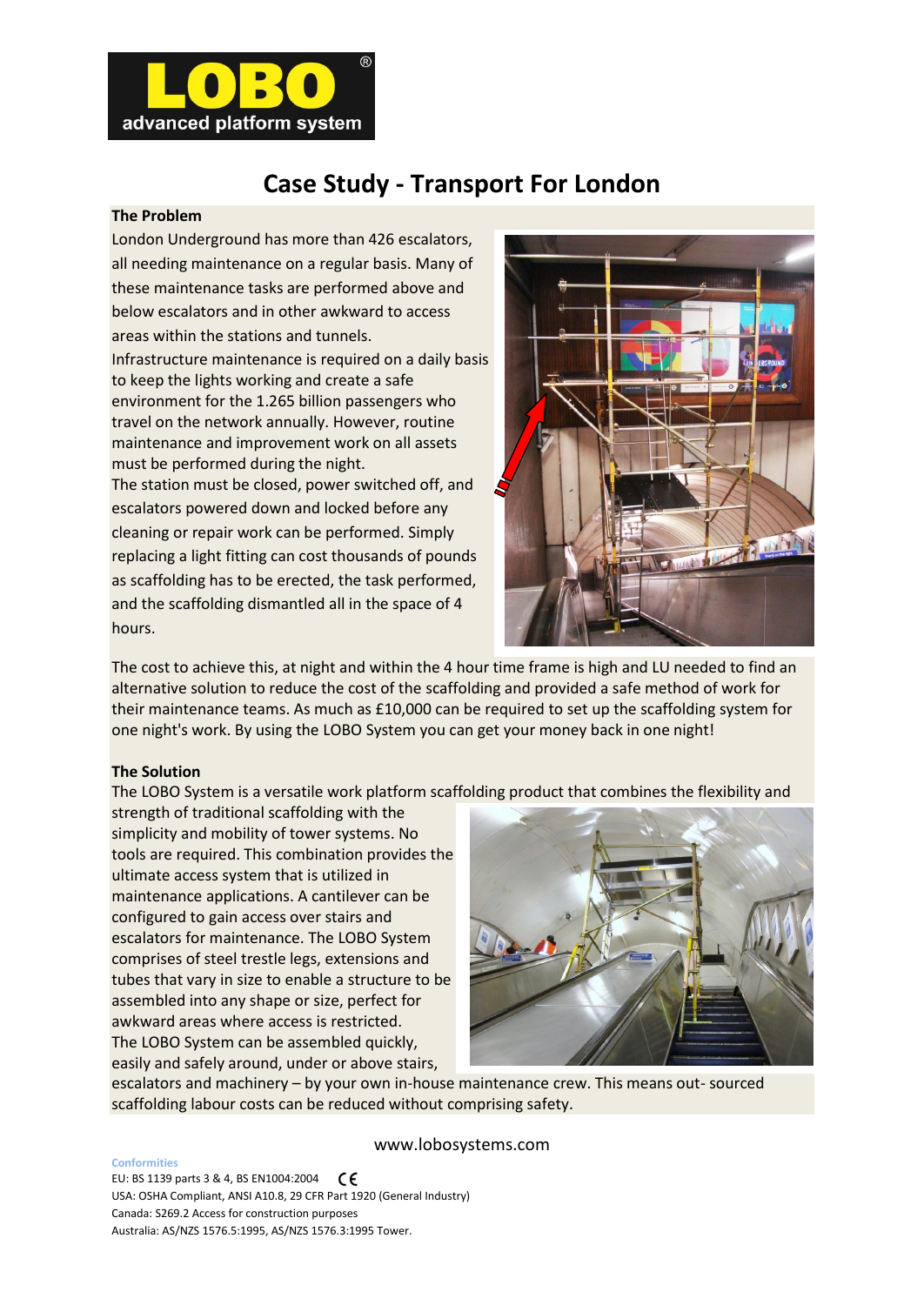# Case Study - Transport For London

## The Problem

London Underground has more than 426 escalators, all needing maintenance on a regular basis. Many of these maintenance tasks are performed above and below escalators and in other awkward to access areas within the stations and tunnels.

Infrastructure maintenance is required on a daily basis to keep the lights working and create a safe environment for the 1.265 billion passengers who travel on the network annually. However, routine maintenance and improvement work on all assets must be performed during the night.

The station must be closed, power switched off, and escalators powered down and locked before any cleaning or repair work can be performed. Simply replacing a light fitting can cost thousands of pounds as scaffolding has to be erected, the task performed, and the scaffolding dismantled all in the space of 4 hours.

The cost to achieve this, at night and within the 4 hour time frame is high and LU needed to find an alternative solution to reduce the cost of the scaffolding and provided a safe method of work for their maintenance teams. As much as £10,000 can be required to set up the scaffolding system for one night's work. By using the LOBO System you can get your money back in one night!

## The Solution

The LOBO System is a versatile work platform scaffolding product that combines the flexibility and strength of traditional scaffolding with the simplicity and mobility of tower systems. No tools are required. This combination provides the ultimate access system that is utilized in maintenance applications. A cantilever can be configured to gain access over stairs and escalators for maintenance. The LOBO System comprises of steel trestle legs, extensions and tubes that vary in size to enable a structure to be assembled into any shape or size, perfect for awkward areas where access is restricted.

The LOBO System can be assembled quickly, easily and safely around, under or above stairs, escalators and machinery – by your own in-house maintenance crew. This means out- sourced scaffolding labour costs can be reduced without comprising safety.

www.lobosystems.com

**Conformities**

EU: BS 1139 parts 3 & 4, BS EN1004:2004 CE

USA: OSHA Compliant, ANSI A10.8, 29 CFR Part 1920 (General Industry)

Canada: S269.2 Access for construction purposes

Australia: AS/NZS 1576.5:1995, AS/NZS 1576.3:1995 Tower.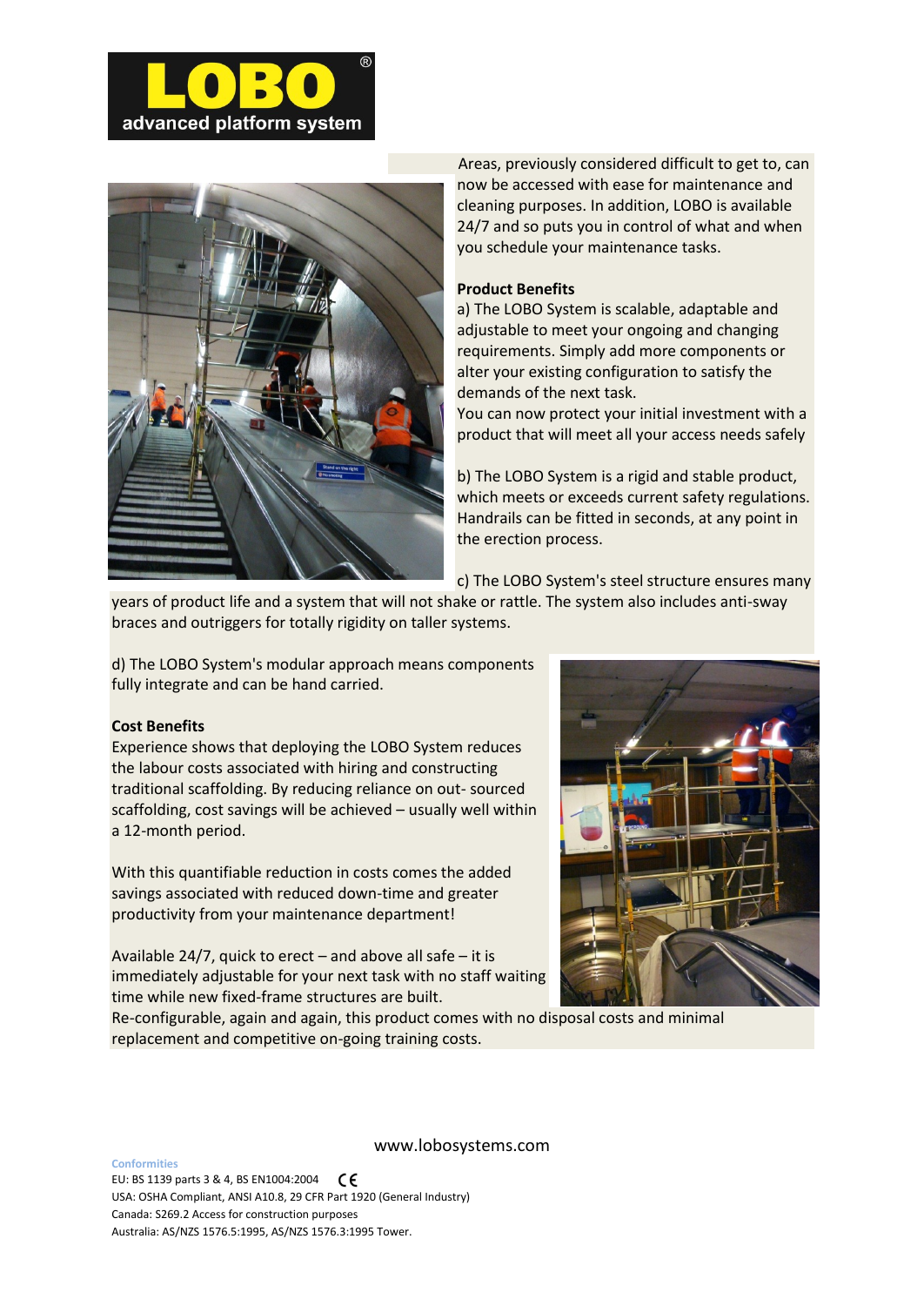# LOBO®

advanced platform system

Areas, previously considered difficult to get to, can now be accessed with ease for maintenance and cleaning purposes. In addition, LOBO is available 24/7 and so puts you in control of what and when you schedule your maintenance tasks.

**Product Benefits**

a) The LOBO System is scalable, adaptable and adjustable to meet your ongoing and changing requirements. Simply add more components or alter your existing configuration to satisfy the demands of the next task.
You can now protect your initial investment with a product that will meet all your access needs safely

b) The LOBO System is a rigid and stable product, which meets or exceeds current safety regulations. Handrails can be fitted in seconds, at any point in the erection process.

c) The LOBO System's steel structure ensures many years of product life and a system that will not shake or rattle. The system also includes anti-sway braces and outriggers for totally rigidity on taller systems.

d) The LOBO System's modular approach means components fully integrate and can be hand carried.

**Cost Benefits**

Experience shows that deploying the LOBO System reduces the labour costs associated with hiring and constructing traditional scaffolding. By reducing reliance on out- sourced scaffolding, cost savings will be achieved – usually well within a 12-month period.

With this quantifiable reduction in costs comes the added savings associated with reduced down-time and greater productivity from your maintenance department!

Available 24/7, quick to erect – and above all safe – it is immediately adjustable for your next task with no staff waiting time while new fixed-frame structures are built.
Re-configurable, again and again, this product comes with no disposal costs and minimal replacement and competitive on-going training costs.

www.lobosystems.com

Conformities

EU: BS 1139 parts 3 & 4, BS EN1004:2004 CE
USA: OSHA Compliant, ANSI A10.8, 29 CFR Part 1920 (General Industry)
Canada: S269.2 Access for construction purposes
Australia: AS/NZS 1576.5:1995, AS/NZS 1576.3:1995 Tower.